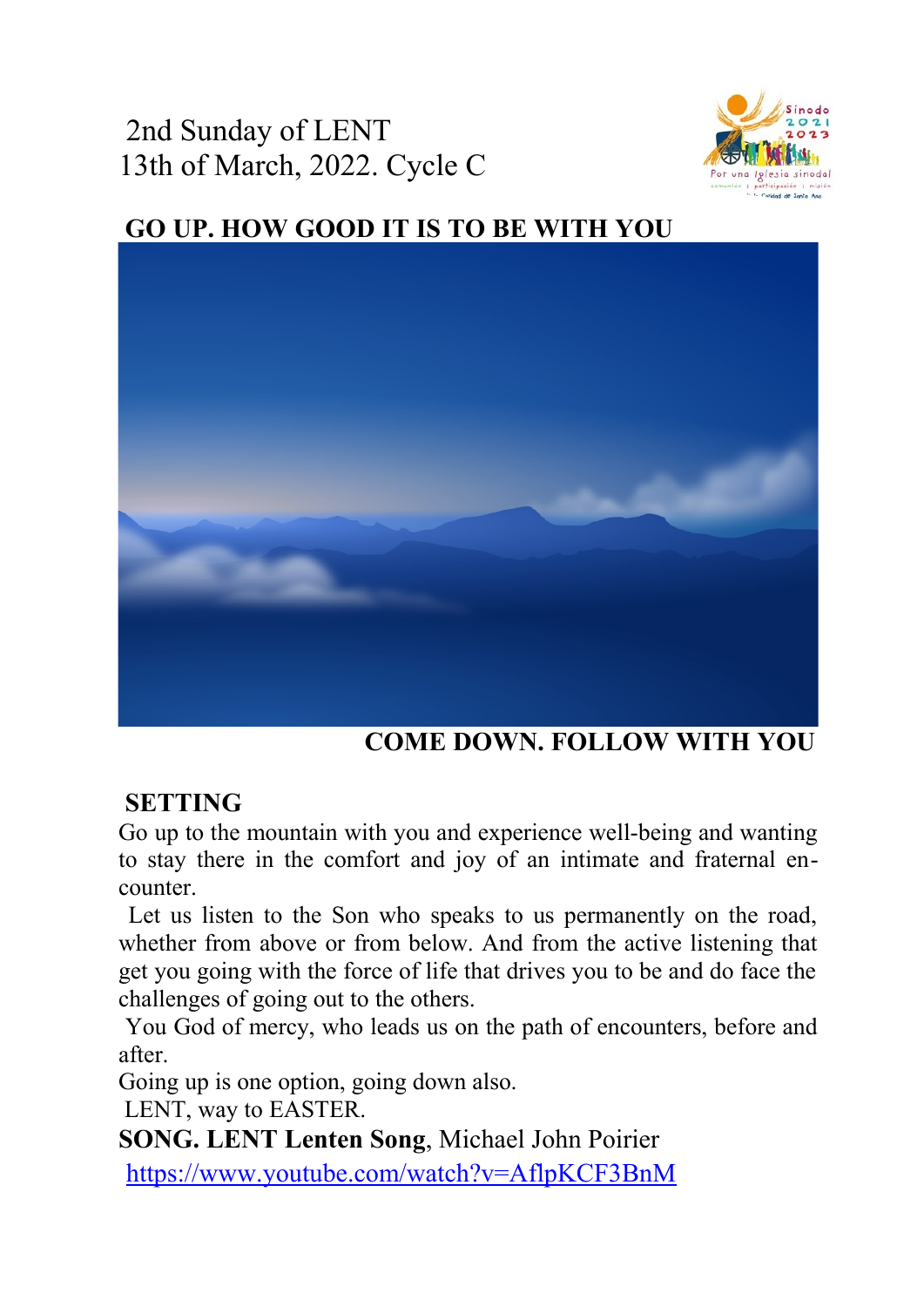2nd Sunday of LENT
13th of March, 2022. Cycle C

## GO UP. HOW GOOD IT IS TO BE WITH YOU

**COME DOWN. FOLLOW WITH YOU**

## SETTING

Go up to the mountain with you and experience well-being and wanting to stay there in the comfort and joy of an intimate and fraternal encounter.

Let us listen to the Son who speaks to us permanently on the road, whether from above or from below. And from the active listening that get you going with the force of life that drives you to be and do face the challenges of going out to the others.

You God of mercy, who leads us on the path of encounters, before and after.

Going up is one option, going down also.

LENT, way to EASTER.

**SONG. LENT Lenten Song**, Michael John Poirier

https://www.youtube.com/watch?v=AflpKCF3BnM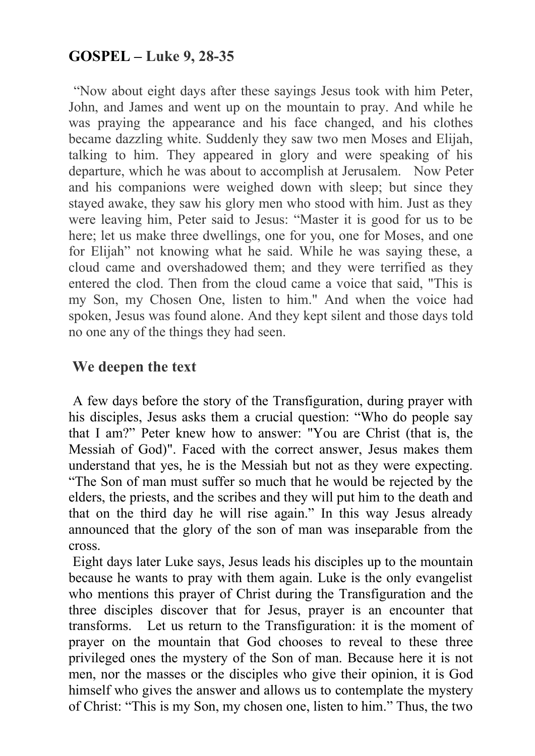## GOSPEL – Luke 9, 28-35

"Now about eight days after these sayings Jesus took with him Peter, John, and James and went up on the mountain to pray. And while he was praying the appearance and his face changed, and his clothes became dazzling white. Suddenly they saw two men Moses and Elijah, talking to him. They appeared in glory and were speaking of his departure, which he was about to accomplish at Jerusalem. Now Peter and his companions were weighed down with sleep; but since they stayed awake, they saw his glory men who stood with him. Just as they were leaving him, Peter said to Jesus: "Master it is good for us to be here; let us make three dwellings, one for you, one for Moses, and one for Elijah" not knowing what he said. While he was saying these, a cloud came and overshadowed them; and they were terrified as they entered the clod. Then from the cloud came a voice that said, "This is my Son, my Chosen One, listen to him." And when the voice had spoken, Jesus was found alone. And they kept silent and those days told no one any of the things they had seen.

## We deepen the text

A few days before the story of the Transfiguration, during prayer with his disciples, Jesus asks them a crucial question: "Who do people say that I am?" Peter knew how to answer: "You are Christ (that is, the Messiah of God)". Faced with the correct answer, Jesus makes them understand that yes, he is the Messiah but not as they were expecting. "The Son of man must suffer so much that he would be rejected by the elders, the priests, and the scribes and they will put him to the death and that on the third day he will rise again." In this way Jesus already announced that the glory of the son of man was inseparable from the cross.

Eight days later Luke says, Jesus leads his disciples up to the mountain because he wants to pray with them again. Luke is the only evangelist who mentions this prayer of Christ during the Transfiguration and the three disciples discover that for Jesus, prayer is an encounter that transforms. Let us return to the Transfiguration: it is the moment of prayer on the mountain that God chooses to reveal to these three privileged ones the mystery of the Son of man. Because here it is not men, nor the masses or the disciples who give their opinion, it is God himself who gives the answer and allows us to contemplate the mystery of Christ: "This is my Son, my chosen one, listen to him." Thus, the two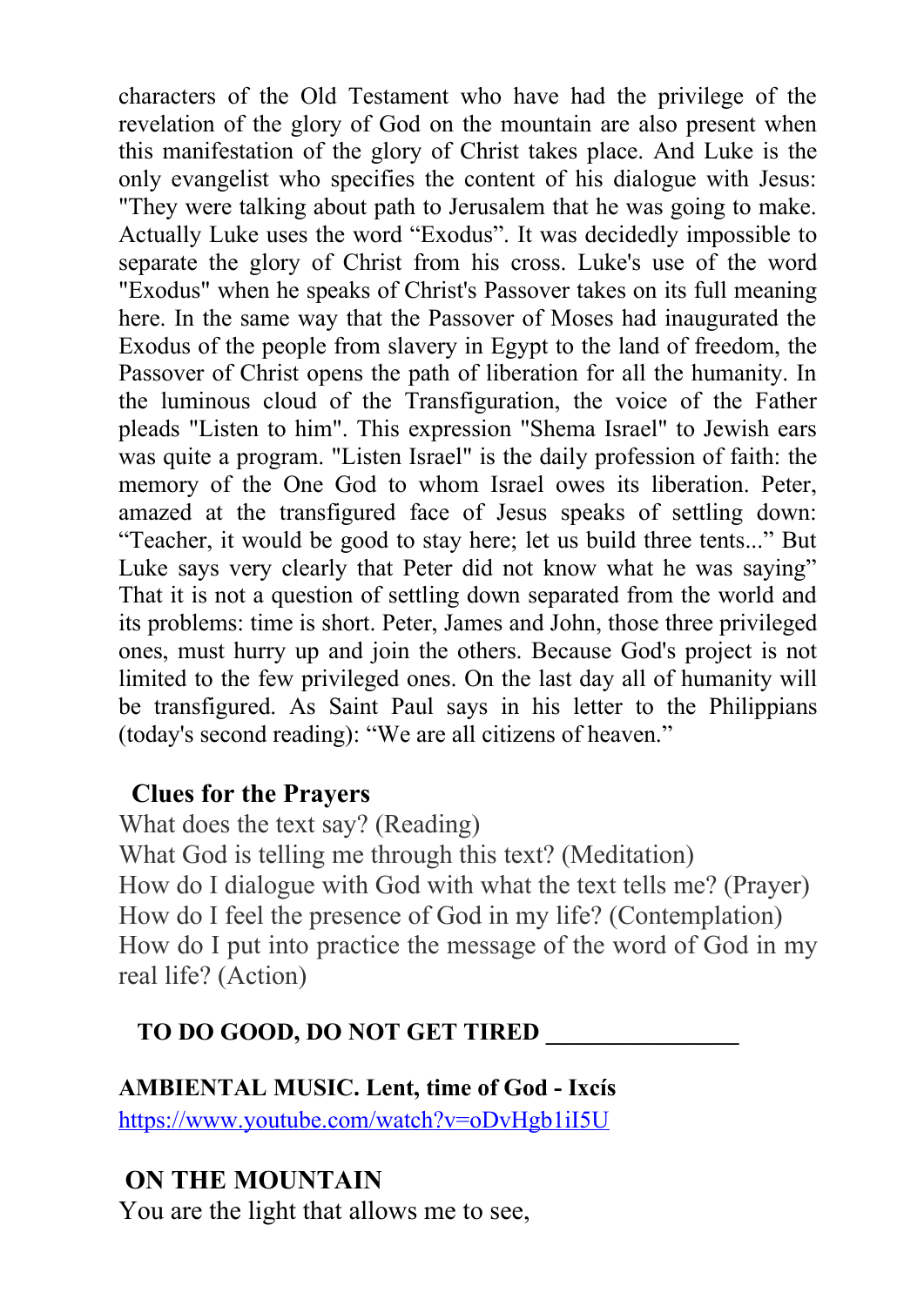characters of the Old Testament who have had the privilege of the revelation of the glory of God on the mountain are also present when this manifestation of the glory of Christ takes place. And Luke is the only evangelist who specifies the content of his dialogue with Jesus: "They were talking about path to Jerusalem that he was going to make. Actually Luke uses the word "Exodus". It was decidedly impossible to separate the glory of Christ from his cross. Luke's use of the word "Exodus" when he speaks of Christ's Passover takes on its full meaning here. In the same way that the Passover of Moses had inaugurated the Exodus of the people from slavery in Egypt to the land of freedom, the Passover of Christ opens the path of liberation for all the humanity. In the luminous cloud of the Transfiguration, the voice of the Father pleads "Listen to him". This expression "Shema Israel" to Jewish ears was quite a program. "Listen Israel" is the daily profession of faith: the memory of the One God to whom Israel owes its liberation. Peter, amazed at the transfigured face of Jesus speaks of settling down: "Teacher, it would be good to stay here; let us build three tents..." But Luke says very clearly that Peter did not know what he was saying" That it is not a question of settling down separated from the world and its problems: time is short. Peter, James and John, those three privileged ones, must hurry up and join the others. Because God's project is not limited to the few privileged ones. On the last day all of humanity will be transfigured. As Saint Paul says in his letter to the Philippians (today's second reading): "We are all citizens of heaven."

**Clues for the Prayers**

What does the text say? (Reading)
What God is telling me through this text? (Meditation)
How do I dialogue with God with what the text tells me? (Prayer)
How do I feel the presence of God in my life? (Contemplation)
How do I put into practice the message of the word of God in my real life? (Action)

**TO DO GOOD, DO NOT GET TIRED \_\_\_\_\_\_\_\_\_\_\_\_\_\_\_\_**

**AMBIENTAL MUSIC. Lent, time of God - Ixcís**
https://www.youtube.com/watch?v=oDvHgb1iI5U

**ON THE MOUNTAIN**

You are the light that allows me to see,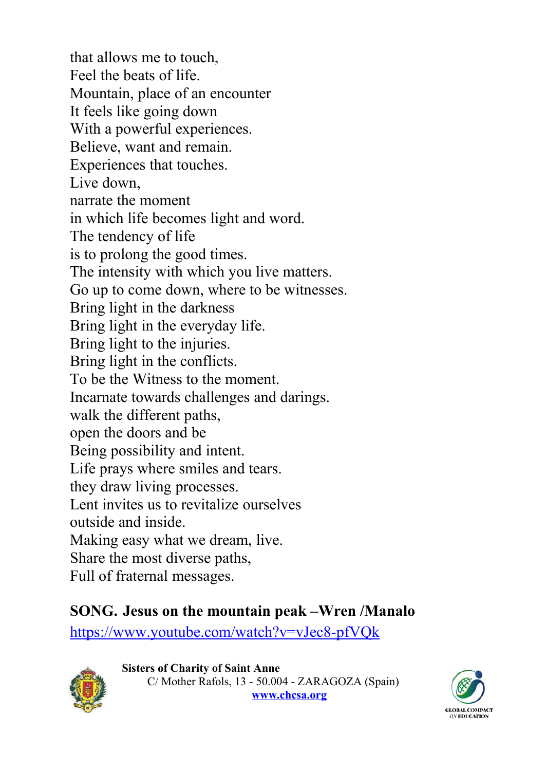that allows me to touch,
Feel the beats of life.
Mountain, place of an encounter
It feels like going down
With a powerful experiences.
Believe, want and remain.
Experiences that touches.
Live down,
narrate the moment
in which life becomes light and word.
The tendency of life
is to prolong the good times.
The intensity with which you live matters.
Go up to come down, where to be witnesses.
Bring light in the darkness
Bring light in the everyday life.
Bring light to the injuries.
Bring light in the conflicts.
To be the Witness to the moment.
Incarnate towards challenges and darings.
walk the different paths,
open the doors and be
Being possibility and intent.
Life prays where smiles and tears.
they draw living processes.
Lent invites us to revitalize ourselves
outside and inside.
Making easy what we dream, live.
Share the most diverse paths,
Full of fraternal messages.

**SONG. Jesus on the mountain peak –Wren /Manalo**

[https://www.youtube.com/watch?v=vJec8-pfVQk](https://www.youtube.com/watch?v=vJec8-pfVQk)

**Sisters of Charity of Saint Anne**
C/ Mother Rafols, 13 - 50.004 - ZARAGOZA (Spain)
**[www.chcsa.org](http://www.chcsa.org)**

GLOBAL COMPACT ON EDUCATION